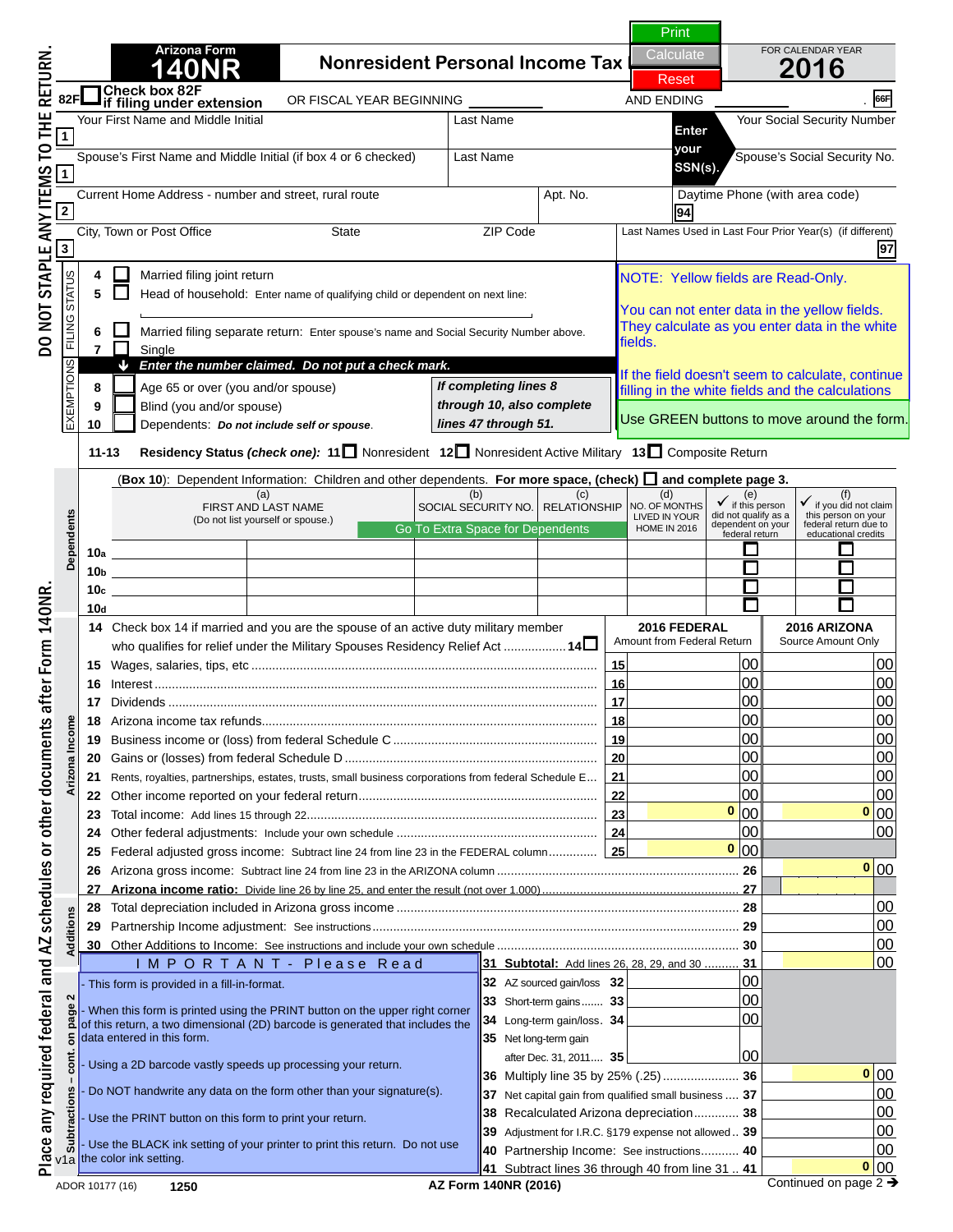# Arizona Form 140NR — Nonresident Personal Income Tax

FOR CALENDAR YEAR **2016**

Print | Calculate | Reset

DO NOT STAPLE ANY ITEMS TO THE RETURN.

82F ☐ **Check box 82F if filing under extension** OR FISCAL YEAR BEGINNING ______ AND ENDING ______ . 66F

| | | | |
|---|---|---|---|
| 1 | Your First Name and Middle Initial | Last Name | Your Social Security Number |
| 1 | Spouse's First Name and Middle Initial (if box 4 or 6 checked) | Last Name | Spouse's Social Security No. |
| 2 | Current Home Address - number and street, rural route | Apt. No. | Daytime Phone (with area code) 94 |
| 3 | City, Town or Post Office / State / ZIP Code | | Last Names Used in Last Four Prior Year(s) (if different) 97 |

**Enter your SSN(s).**

**FILING STATUS**

- 4 ☐ Married filing joint return
- 5 ☐ Head of household: Enter name of qualifying child or dependent on next line:
- 6 ☐ Married filing separate return: Enter spouse's name and Social Security Number above.
- 7 ☐ Single

NOTE: Yellow fields are Read-Only.

You can not enter data in the yellow fields. They calculate as you enter data in the white fields.

If the field doesn't seem to calculate, continue filling in the white fields and the calculations

Use GREEN buttons to move around the form.

**EXEMPTIONS** — **Enter the number claimed. Do not put a check mark.**

- 8 ☐ Age 65 or over (you and/or spouse)
- 9 ☐ Blind (you and/or spouse)
- 10 ☐ Dependents: *Do not include self or spouse.*

*If completing lines 8 through 10, also complete lines 47 through 51.*

**11-13 Residency Status** *(check one)*: **11** ☐ Nonresident **12** ☐ Nonresident Active Military **13** ☐ Composite Return

**Dependents**

(**Box 10**): Dependent Information: Children and other dependents. **For more space, (check)** ☐ **and complete page 3.**

Go To Extra Space for Dependents

| | (a) FIRST AND LAST NAME (Do not list yourself or spouse.) | | (b) SOCIAL SECURITY NO. | (c) RELATIONSHIP | (d) NO. OF MONTHS LIVED IN YOUR HOME IN 2016 | (e) ✓ if this person did not qualify as a dependent on your federal return | (f) ✓ if you did not claim this person on your federal return due to educational credits |
|---|---|---|---|---|---|---|---|
| 10a | | | | | | ☐ | ☐ |
| 10b | | | | | | ☐ | ☐ |
| 10c | | | | | | ☐ | ☐ |
| 10d | | | | | | ☐ | ☐ |

**14** Check box 14 if married and you are the spouse of an active duty military member who qualifies for relief under the Military Spouses Residency Relief Act ................. **14** ☐

**Arizona Income**

| Line | Description | | 2016 FEDERAL Amount from Federal Return | 2016 ARIZONA Source Amount Only |
|---|---|---|---|---|
| 15 | Wages, salaries, tips, etc | 15 | 00 | 00 |
| 16 | Interest | 16 | 00 | 00 |
| 17 | Dividends | 17 | 00 | 00 |
| 18 | Arizona income tax refunds | 18 | 00 | 00 |
| 19 | Business income or (loss) from federal Schedule C | 19 | 00 | 00 |
| 20 | Gains or (losses) from federal Schedule D | 20 | 00 | 00 |
| 21 | Rents, royalties, partnerships, estates, trusts, small business corporations from federal Schedule E | 21 | 00 | 00 |
| 22 | Other income reported on your federal return | 22 | 00 | 00 |
| 23 | Total income: Add lines 15 through 22 | 23 | 0 00 | 0 00 |
| 24 | Other federal adjustments: Include your own schedule | 24 | 00 | 00 |
| 25 | Federal adjusted gross income: Subtract line 24 from line 23 in the FEDERAL column | 25 | 0 00 | |

| Line | Description | | Amount |
|---|---|---|---|
| 26 | Arizona gross income: Subtract line 24 from line 23 in the ARIZONA column | 26 | 0 00 |
| 27 | **Arizona income ratio:** Divide line 26 by line 25, and enter the result (not over 1.000) | 27 | |
| 28 | Total depreciation included in Arizona gross income | 28 | 00 |
| 29 | Partnership Income adjustment: See instructions | 29 | 00 |
| 30 | Other Additions to Income: See instructions and include your own schedule | 30 | 00 |
| 31 | **Subtotal:** Add lines 26, 28, 29, and 30 | 31 | 00 |

**Additions** / **Subtractions – cont. on page 2**

| Line | Description | | | |
|---|---|---|---|---|
| 32 | AZ sourced gain/loss | 32 | 00 | |
| 33 | Short-term gains | 33 | 00 | |
| 34 | Long-term gain/loss | 34 | 00 | |
| 35 | Net long-term gain after Dec. 31, 2011 | 35 | 00 | |
| 36 | Multiply line 35 by 25% (.25) | 36 | | 0 00 |
| 37 | Net capital gain from qualified small business | 37 | | 00 |
| 38 | Recalculated Arizona depreciation | 38 | | 00 |
| 39 | Adjustment for I.R.C. §179 expense not allowed | 39 | | 00 |
| 40 | Partnership Income: See instructions | 40 | | 00 |
| 41 | Subtract lines 36 through 40 from line 31 | 41 | | 0 00 |

**I M P O R T A N T - Please Read**

- This form is provided in a fill-in-format.
- When this form is printed using the PRINT button on the upper right corner of this return, a two dimensional (2D) barcode is generated that includes the data entered in this form.
- Using a 2D barcode vastly speeds up processing your return.
- Do NOT handwrite any data on the form other than your signature(s).
- Use the PRINT button on this form to print your return.
- Use the BLACK ink setting of your printer to print this return. Do not use the color ink setting.

Place any required federal and AZ schedules or other documents after Form 140NR.

v1a ADOR 10177 (16) 1250 AZ Form 140NR (2016) Continued on page 2 ➔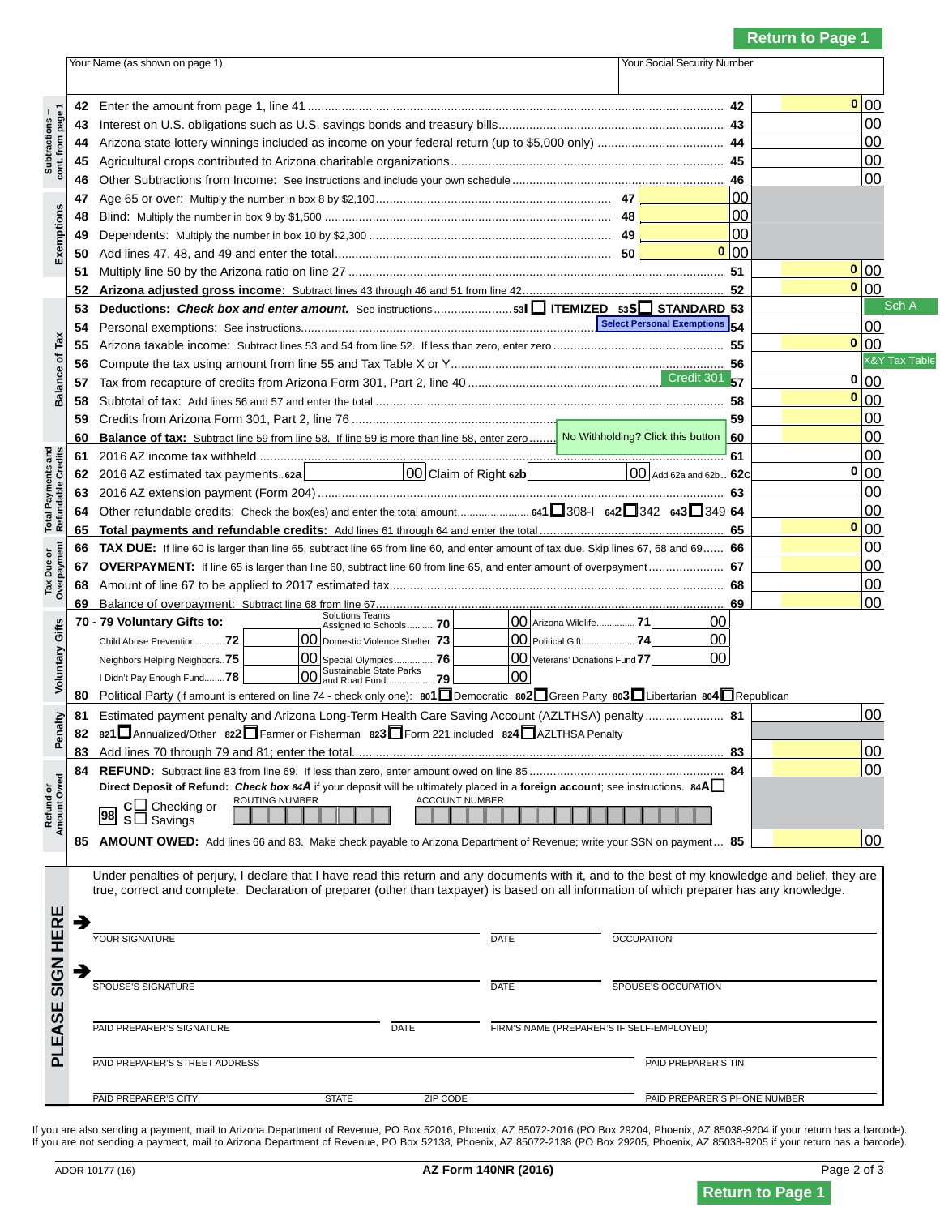Return to Page 1

| Your Name (as shown on page 1) | Your Social Security Number |
|---|---|
| | |

**Subtractions – cont. from page 1**

| Line | Description | | Amount |
|---|---|---|---|
| 42 | Enter the amount from page 1, line 41 | 42 | 0 00 |
| 43 | Interest on U.S. obligations such as U.S. savings bonds and treasury bills | 43 | 00 |
| 44 | Arizona state lottery winnings included as income on your federal return (up to $5,000 only) | 44 | 00 |
| 45 | Agricultural crops contributed to Arizona charitable organizations | 45 | 00 |
| 46 | Other Subtractions from Income: See instructions and include your own schedule | 46 | 00 |

**Exemptions**

| Line | Description | | Amount | | |
|---|---|---|---|---|---|
| 47 | Age 65 or over: Multiply the number in box 8 by $2,100 | 47 | 00 | | |
| 48 | Blind: Multiply the number in box 9 by $1,500 | 48 | 00 | | |
| 49 | Dependents: Multiply the number in box 10 by $2,300 | 49 | 00 | | |
| 50 | Add lines 47, 48, and 49 and enter the total | 50 | 0 00 | | |
| 51 | Multiply line 50 by the Arizona ratio on line 27 | | | 51 | 0 00 |
| 52 | **Arizona adjusted gross income:** Subtract lines 43 through 46 and 51 from line 42 | | | 52 | 0 00 |

**Balance of Tax**

| Line | Description | | Amount |
|---|---|---|---|
| 53 | **Deductions:** ***Check box and enter amount.*** See instructions 53I ☐ **ITEMIZED** 53S ☐ **STANDARD** | 53 | Sch A |
| 54 | Personal exemptions: See instructions [Select Personal Exemptions] | 54 | 00 |
| 55 | Arizona taxable income: Subtract lines 53 and 54 from line 52. If less than zero, enter zero | 55 | 0 00 |
| 56 | Compute the tax using amount from line 55 and Tax Table X or Y | 56 | X&Y Tax Table |
| 57 | Tax from recapture of credits from Arizona Form 301, Part 2, line 40 [Credit 301] | 57 | 0 00 |
| 58 | Subtotal of tax: Add lines 56 and 57 and enter the total | 58 | 0 00 |
| 59 | Credits from Arizona Form 301, Part 2, line 76 | 59 | 00 |
| 60 | **Balance of tax:** Subtract line 59 from line 58. If line 59 is more than line 58, enter zero [No Withholding? Click this button] | 60 | 00 |

**Total Payments and Refundable Credits**

| Line | Description | | Amount |
|---|---|---|---|
| 61 | 2016 AZ income tax withheld | 61 | 00 |
| 62 | 2016 AZ estimated tax payments 62a ____ 00 Claim of Right 62b ____ 00 Add 62a and 62b | 62c | 0 00 |
| 63 | 2016 AZ extension payment (Form 204) | 63 | 00 |
| 64 | Other refundable credits: Check the box(es) and enter the total amount 641 ☐ 308-I 642 ☐ 342 643 ☐ 349 | 64 | 00 |
| 65 | **Total payments and refundable credits:** Add lines 61 through 64 and enter the total | 65 | 0 00 |

**Tax Due or Overpayment**

| Line | Description | | Amount |
|---|---|---|---|
| 66 | **TAX DUE:** If line 60 is larger than line 65, subtract line 65 from line 60, and enter amount of tax due. Skip lines 67, 68 and 69 | 66 | 00 |
| 67 | **OVERPAYMENT:** If line 65 is larger than line 60, subtract line 60 from line 65, and enter amount of overpayment | 67 | 00 |
| 68 | Amount of line 67 to be applied to 2017 estimated tax | 68 | 00 |
| 69 | Balance of overpayment: Subtract line 68 from line 67 | 69 | 00 |

**Voluntary Gifts**

**70 - 79 Voluntary Gifts to:**

| Gift | Amount | Gift | Amount | Gift | Amount |
|---|---|---|---|---|---|
| | | Solutions Teams Assigned to Schools 70 | 00 | Arizona Wildlife 71 | 00 |
| Child Abuse Prevention 72 | 00 | Domestic Violence Shelter 73 | 00 | Political Gift 74 | 00 |
| Neighbors Helping Neighbors 75 | 00 | Special Olympics 76 | 00 | Veterans' Donations Fund 77 | 00 |
| I Didn't Pay Enough Fund 78 | 00 | Sustainable State Parks and Road Fund 79 | 00 | | |

80 Political Party (if amount is entered on line 74 - check only one): 801 ☐ Democratic 802 ☐ Green Party 803 ☐ Libertarian 804 ☐ Republican

**Penalty**

| Line | Description | | Amount |
|---|---|---|---|
| 81 | Estimated payment penalty and Arizona Long-Term Health Care Saving Account (AZLTHSA) penalty | 81 | 00 |
| 82 | 821 ☐ Annualized/Other 822 ☐ Farmer or Fisherman 823 ☐ Form 221 included 824 ☐ AZLTHSA Penalty | | |
| 83 | Add lines 70 through 81; enter the total | 83 | 00 |

**Refund or Amount Owed**

| Line | Description | | Amount |
|---|---|---|---|
| 84 | **REFUND:** Subtract line 83 from line 69. If less than zero, enter amount owed on line 85 | 84 | 00 |

**Direct Deposit of Refund:** ***Check box 84A*** if your deposit will be ultimately placed in a **foreign account**; see instructions. 84A ☐

98 C ☐ Checking or S ☐ Savings ROUTING NUMBER ACCOUNT NUMBER

| Line | Description | | Amount |
|---|---|---|---|
| 85 | **AMOUNT OWED:** Add lines 66 and 83. Make check payable to Arizona Department of Revenue; write your SSN on payment | 85 | 00 |

**PLEASE SIGN HERE**

Under penalties of perjury, I declare that I have read this return and any documents with it, and to the best of my knowledge and belief, they are true, correct and complete. Declaration of preparer (other than taxpayer) is based on all information of which preparer has any knowledge.

YOUR SIGNATURE DATE OCCUPATION

SPOUSE'S SIGNATURE DATE SPOUSE'S OCCUPATION

PAID PREPARER'S SIGNATURE DATE FIRM'S NAME (PREPARER'S IF SELF-EMPLOYED)

PAID PREPARER'S STREET ADDRESS PAID PREPARER'S TIN

PAID PREPARER'S CITY STATE ZIP CODE PAID PREPARER'S PHONE NUMBER

If you are also sending a payment, mail to Arizona Department of Revenue, PO Box 52016, Phoenix, AZ 85072-2016 (PO Box 29204, Phoenix, AZ 85038-9204 if your return has a barcode).
If you are not sending a payment, mail to Arizona Department of Revenue, PO Box 52138, Phoenix, AZ 85072-2138 (PO Box 29205, Phoenix, AZ 85038-9205 if your return has a barcode).

ADOR 10177 (16) **AZ Form 140NR (2016)**

Return to Page 1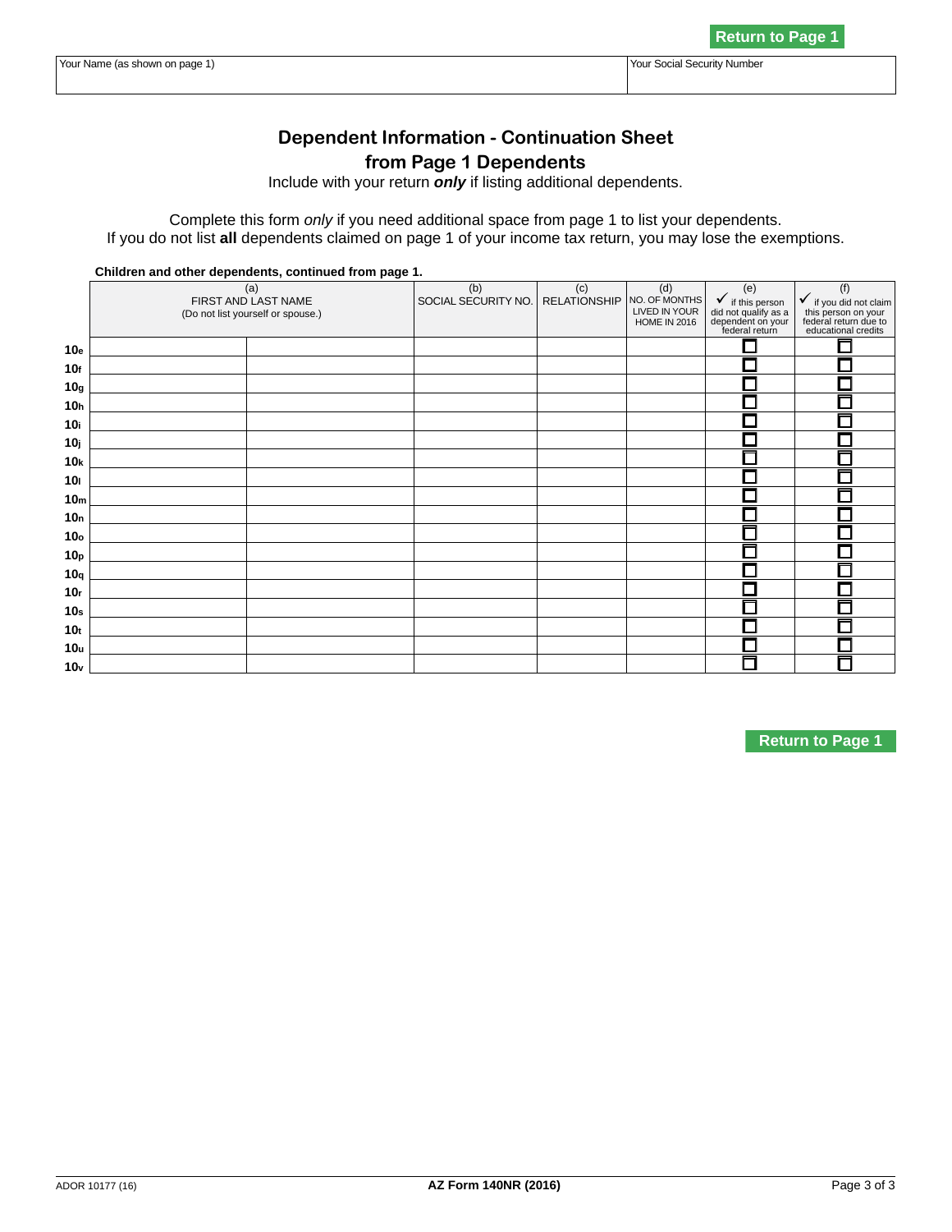Return to Page 1

| Your Name (as shown on page 1) | Your Social Security Number |
|---|---|
| | |

## Dependent Information - Continuation Sheet from Page 1 Dependents

Include with your return ***only*** if listing additional dependents.

Complete this form *only* if you need additional space from page 1 to list your dependents.
If you do not list **all** dependents claimed on page 1 of your income tax return, you may lose the exemptions.

**Children and other dependents, continued from page 1.**

| | (a) FIRST AND LAST NAME (Do not list yourself or spouse.) | | (b) SOCIAL SECURITY NO. | (c) RELATIONSHIP | (d) NO. OF MONTHS LIVED IN YOUR HOME IN 2016 | (e) ✓ if this person did not qualify as a dependent on your federal return | (f) ✓ if you did not claim this person on your federal return due to educational credits |
|---|---|---|---|---|---|---|---|
| **10e** | | | | | | ☐ | ☐ |
| **10f** | | | | | | ☐ | ☐ |
| **10g** | | | | | | ☐ | ☐ |
| **10h** | | | | | | ☐ | ☐ |
| **10i** | | | | | | ☐ | ☐ |
| **10j** | | | | | | ☐ | ☐ |
| **10k** | | | | | | ☐ | ☐ |
| **10l** | | | | | | ☐ | ☐ |
| **10m** | | | | | | ☐ | ☐ |
| **10n** | | | | | | ☐ | ☐ |
| **10o** | | | | | | ☐ | ☐ |
| **10p** | | | | | | ☐ | ☐ |
| **10q** | | | | | | ☐ | ☐ |
| **10r** | | | | | | ☐ | ☐ |
| **10s** | | | | | | ☐ | ☐ |
| **10t** | | | | | | ☐ | ☐ |
| **10u** | | | | | | ☐ | ☐ |
| **10v** | | | | | | ☐ | ☐ |

Return to Page 1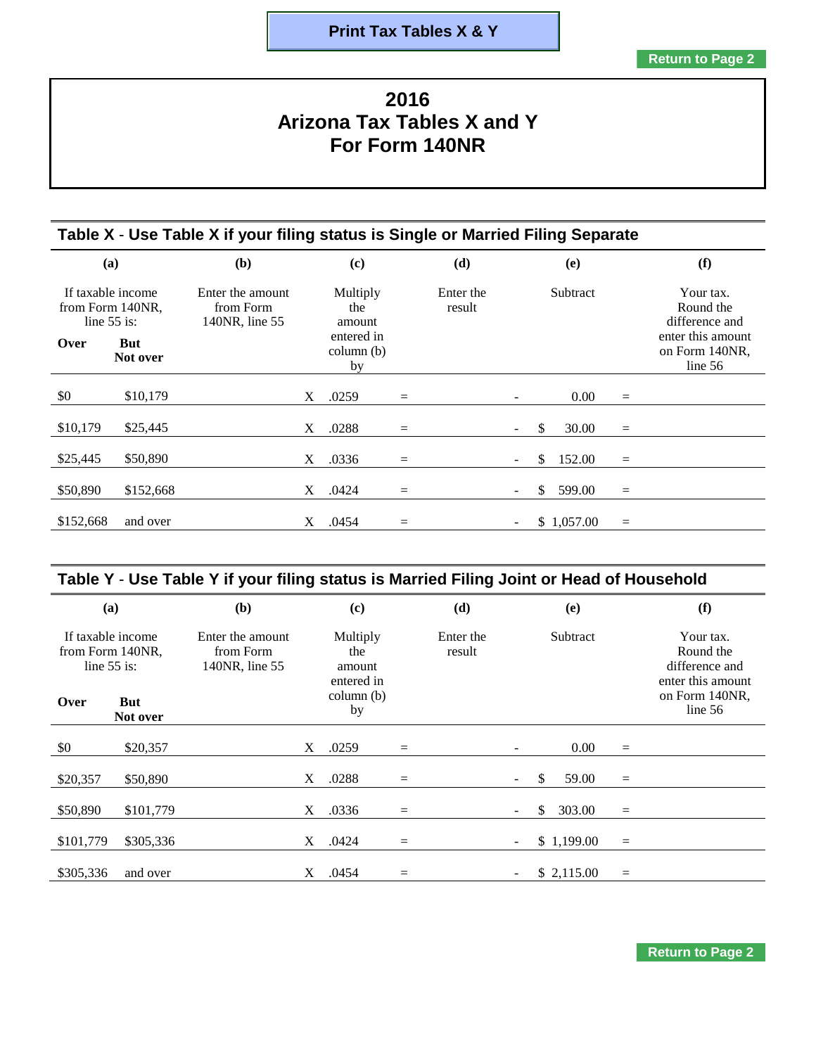Print Tax Tables X & Y

Return to Page 2

# 2016 Arizona Tax Tables X and Y For Form 140NR

## Table X - Use Table X if your filing status is Single or Married Filing Separate

| (a) If taxable income from Form 140NR, line 55 is: Over | But Not over | (b) Enter the amount from Form 140NR, line 55 | | (c) Multiply the amount entered in column (b) by | | (d) Enter the result | | (e) Subtract | | (f) Your tax. Round the difference and enter this amount on Form 140NR, line 56 |
|---|---|---|---|---|---|---|---|---|---|---|
| $0 | $10,179 | | X | .0259 | = | | - | 0.00 | = | |
| $10,179 | $25,445 | | X | .0288 | = | | - | $ 30.00 | = | |
| $25,445 | $50,890 | | X | .0336 | = | | - | $ 152.00 | = | |
| $50,890 | $152,668 | | X | .0424 | = | | - | $ 599.00 | = | |
| $152,668 | and over | | X | .0454 | = | | - | $ 1,057.00 | = | |

## Table Y - Use Table Y if your filing status is Married Filing Joint or Head of Household

| (a) If taxable income from Form 140NR, line 55 is: Over | But Not over | (b) Enter the amount from Form 140NR, line 55 | | (c) Multiply the amount entered in column (b) by | | (d) Enter the result | | (e) Subtract | | (f) Your tax. Round the difference and enter this amount on Form 140NR, line 56 |
|---|---|---|---|---|---|---|---|---|---|---|
| $0 | $20,357 | | X | .0259 | = | | - | 0.00 | = | |
| $20,357 | $50,890 | | X | .0288 | = | | - | $ 59.00 | = | |
| $50,890 | $101,779 | | X | .0336 | = | | - | $ 303.00 | = | |
| $101,779 | $305,336 | | X | .0424 | = | | - | $ 1,199.00 | = | |
| $305,336 | and over | | X | .0454 | = | | - | $ 2,115.00 | = | |

Return to Page 2